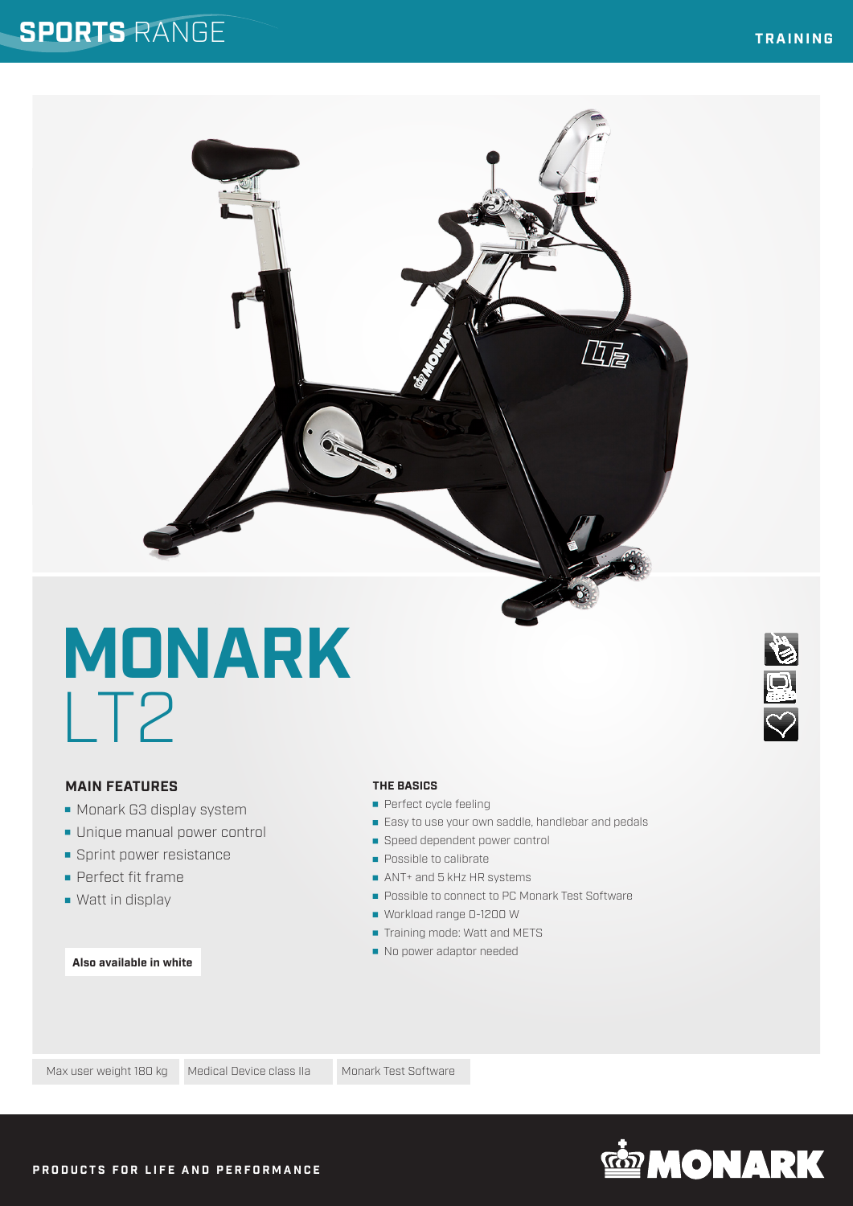SPORTS RANGE

TRAINING

# MONARK
LT2

## MAIN FEATURES

- Monark G3 display system
- Unique manual power control
- Sprint power resistance
- Perfect fit frame
- Watt in display

**Also available in white**

## THE BASICS

- Perfect cycle feeling
- Easy to use your own saddle, handlebar and pedals
- Speed dependent power control
- Possible to calibrate
- ANT+ and 5 kHz HR systems
- Possible to connect to PC Monark Test Software
- Workload range 0-1200 W
- Training mode: Watt and METS
- No power adaptor needed

Max user weight 180 kg | Medical Device class IIa | Monark Test Software

PRODUCTS FOR LIFE AND PERFORMANCE

MONARK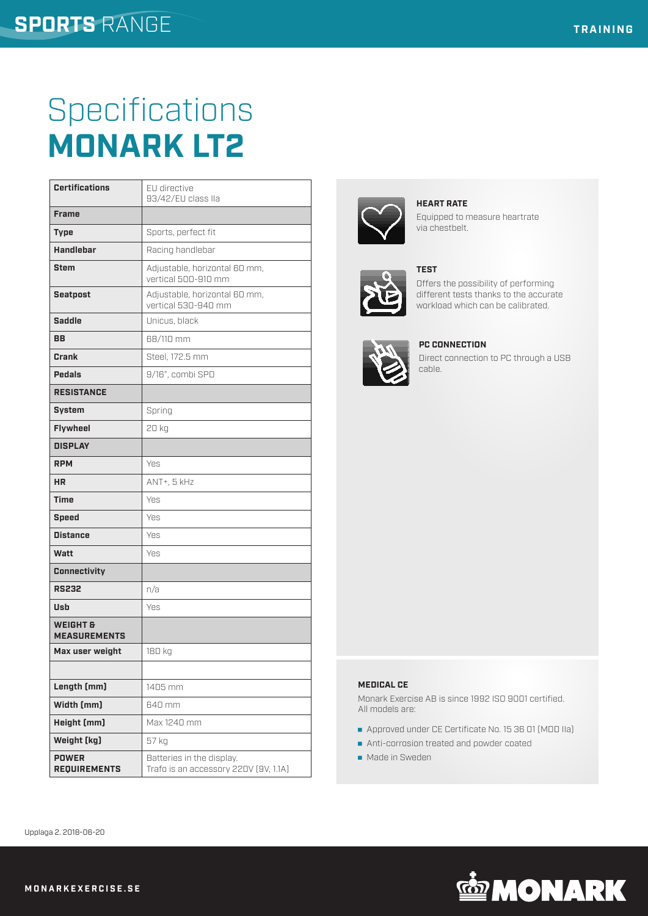# Specifications

# MONARK LT2

| | |
|---|---|
| **Certifications** | EU directive 93/42/EU class IIa |
| **Frame** | |
| **Type** | Sports, perfect fit |
| **Handlebar** | Racing handlebar |
| **Stem** | Adjustable, horizontal 60 mm, vertical 500-910 mm |
| **Seatpost** | Adjustable, horizontal 60 mm, vertical 530-940 mm |
| **Saddle** | Unicus, black |
| **BB** | 68/110 mm |
| **Crank** | Steel, 172.5 mm |
| **Pedals** | 9/16", combi SPD |
| **RESISTANCE** | |
| **System** | Spring |
| **Flywheel** | 20 kg |
| **DISPLAY** | |
| **RPM** | Yes |
| **HR** | ANT+, 5 kHz |
| **Time** | Yes |
| **Speed** | Yes |
| **Distance** | Yes |
| **Watt** | Yes |
| **Connectivity** | |
| **RS232** | n/a |
| **Usb** | Yes |
| **WEIGHT & MEASUREMENTS** | |
| **Max user weight** | 180 kg |
| | |
| **Length (mm)** | 1405 mm |
| **Width (mm)** | 640 mm |
| **Height (mm)** | Max 1240 mm |
| **Weight (kg)** | 57 kg |
| **POWER REQUIREMENTS** | Batteries in the display. Trafo is an accessory 220V (9V, 1.1A) |

### HEART RATE

Equipped to measure heartrate via chestbelt.

### TEST

Offers the possibility of performing different tests thanks to the accurate workload which can be calibrated.

### PC CONNECTION

Direct connection to PC through a USB cable.

### MEDICAL CE

Monark Exercise AB is since 1992 ISO 9001 certified. All models are:

- Approved under CE Certificate No. 15 36 01 (MDD IIa)
- Anti-corrosion treated and powder coated
- Made in Sweden

Upplaga 2. 2018-06-20